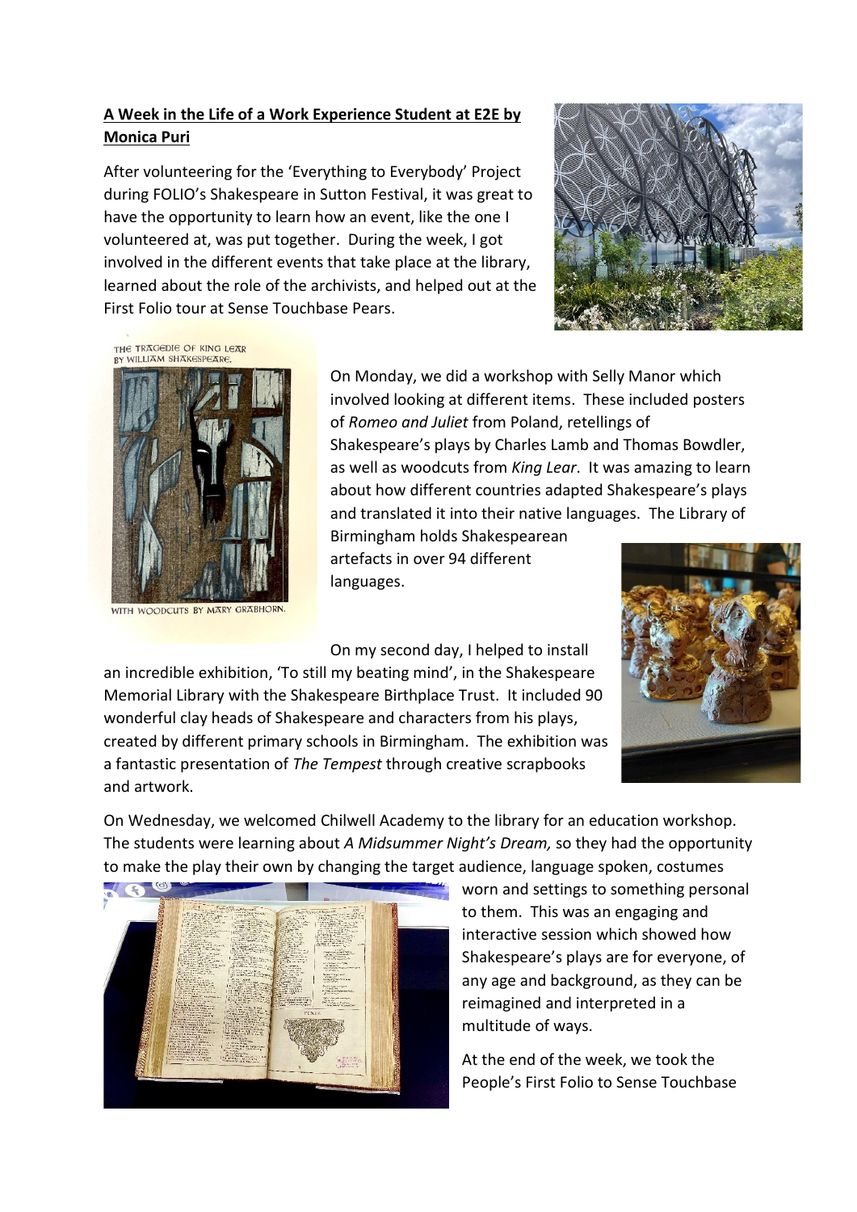**A Week in the Life of a Work Experience Student at E2E by Monica Puri**

After volunteering for the 'Everything to Everybody' Project during FOLIO's Shakespeare in Sutton Festival, it was great to have the opportunity to learn how an event, like the one I volunteered at, was put together. During the week, I got involved in the different events that take place at the library, learned about the role of the archivists, and helped out at the First Folio tour at Sense Touchbase Pears.

On Monday, we did a workshop with Selly Manor which involved looking at different items. These included posters of *Romeo and Juliet* from Poland, retellings of Shakespeare's plays by Charles Lamb and Thomas Bowdler, as well as woodcuts from *King Lear*. It was amazing to learn about how different countries adapted Shakespeare's plays and translated it into their native languages. The Library of Birmingham holds Shakespearean artefacts in over 94 different languages.

On my second day, I helped to install an incredible exhibition, 'To still my beating mind', in the Shakespeare Memorial Library with the Shakespeare Birthplace Trust. It included 90 wonderful clay heads of Shakespeare and characters from his plays, created by different primary schools in Birmingham. The exhibition was a fantastic presentation of *The Tempest* through creative scrapbooks and artwork.

On Wednesday, we welcomed Chilwell Academy to the library for an education workshop. The students were learning about *A Midsummer Night's Dream,* so they had the opportunity to make the play their own by changing the target audience, language spoken, costumes worn and settings to something personal to them. This was an engaging and interactive session which showed how Shakespeare's plays are for everyone, of any age and background, as they can be reimagined and interpreted in a multitude of ways.

At the end of the week, we took the People's First Folio to Sense Touchbase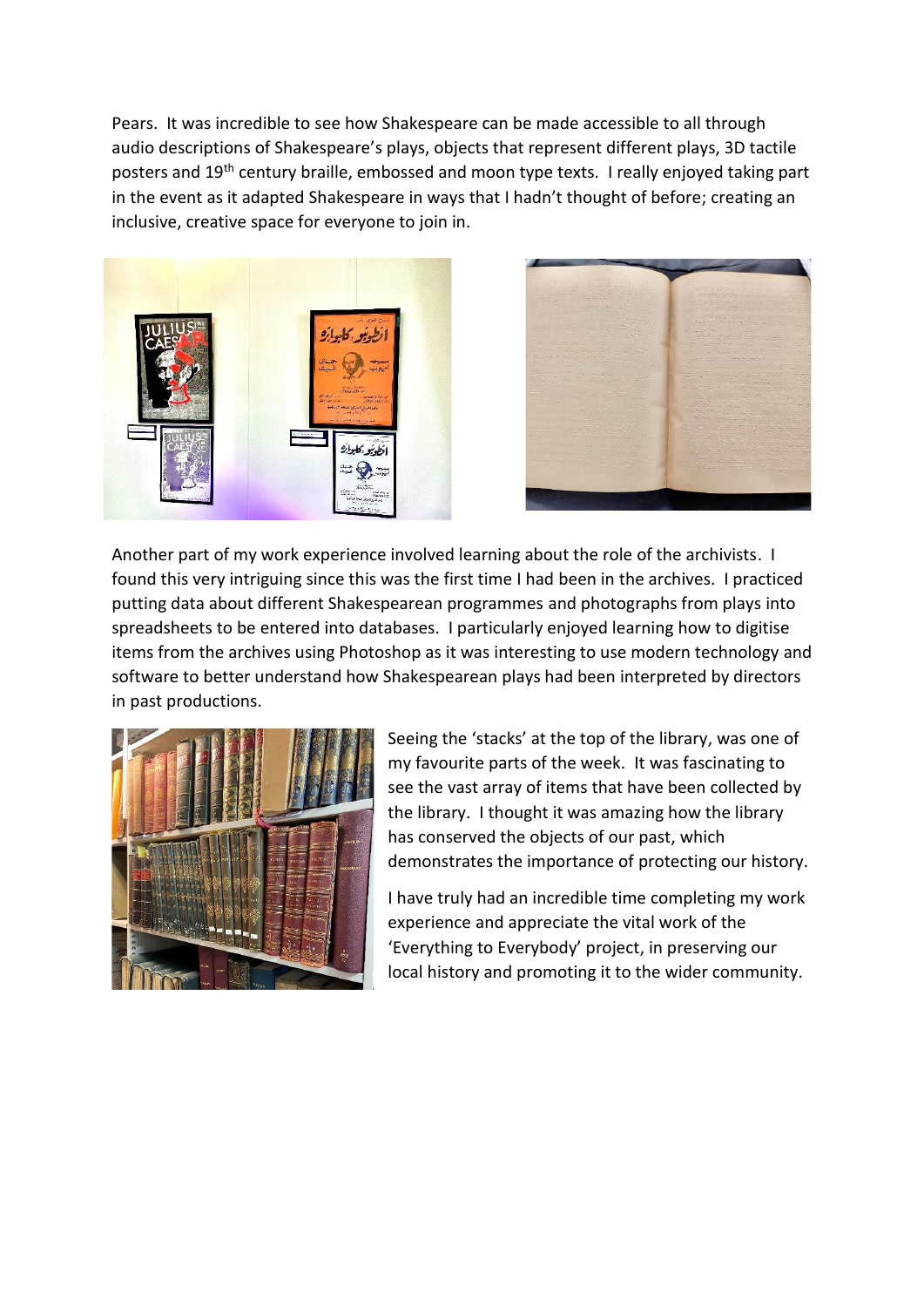Pears.  It was incredible to see how Shakespeare can be made accessible to all through audio descriptions of Shakespeare's plays, objects that represent different plays, 3D tactile posters and 19th century braille, embossed and moon type texts.  I really enjoyed taking part in the event as it adapted Shakespeare in ways that I hadn't thought of before; creating an inclusive, creative space for everyone to join in.

Another part of my work experience involved learning about the role of the archivists.  I found this very intriguing since this was the first time I had been in the archives.  I practiced putting data about different Shakespearean programmes and photographs from plays into spreadsheets to be entered into databases.  I particularly enjoyed learning how to digitise items from the archives using Photoshop as it was interesting to use modern technology and software to better understand how Shakespearean plays had been interpreted by directors in past productions.

Seeing the 'stacks' at the top of the library, was one of my favourite parts of the week.  It was fascinating to see the vast array of items that have been collected by the library.  I thought it was amazing how the library has conserved the objects of our past, which demonstrates the importance of protecting our history.

I have truly had an incredible time completing my work experience and appreciate the vital work of the 'Everything to Everybody' project, in preserving our local history and promoting it to the wider community.